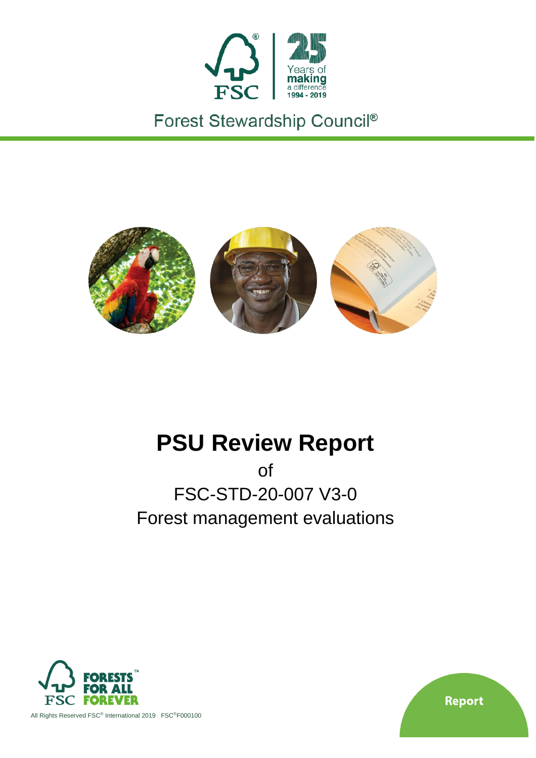Forest Stewardship Council®

# PSU Review Report

of

FSC-STD-20-007 V3-0

Forest management evaluations

All Rights Reserved FSC® International 2019 FSC®F000100

Report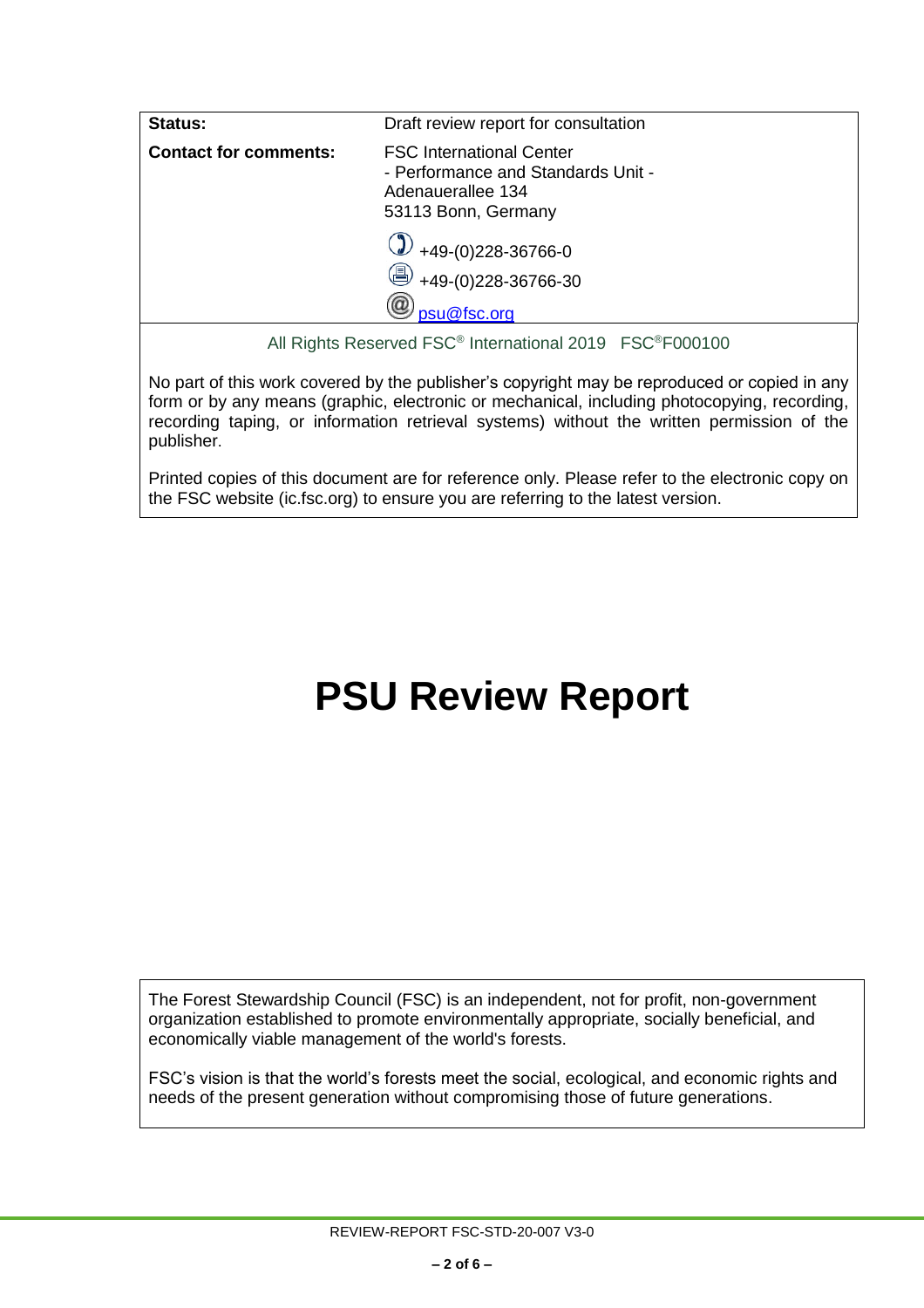| | |
|---|---|
| **Status:** | Draft review report for consultation |
| **Contact for comments:** | FSC International Center<br>- Performance and Standards Unit -<br>Adenauerallee 134<br>53113 Bonn, Germany<br><br>+49-(0)228-36766-0<br>+49-(0)228-36766-30<br>psu@fsc.org |

All Rights Reserved FSC® International 2019 FSC®F000100

No part of this work covered by the publisher's copyright may be reproduced or copied in any form or by any means (graphic, electronic or mechanical, including photocopying, recording, recording taping, or information retrieval systems) without the written permission of the publisher.

Printed copies of this document are for reference only. Please refer to the electronic copy on the FSC website (ic.fsc.org) to ensure you are referring to the latest version.

# PSU Review Report

The Forest Stewardship Council (FSC) is an independent, not for profit, non-government organization established to promote environmentally appropriate, socially beneficial, and economically viable management of the world's forests.

FSC's vision is that the world's forests meet the social, ecological, and economic rights and needs of the present generation without compromising those of future generations.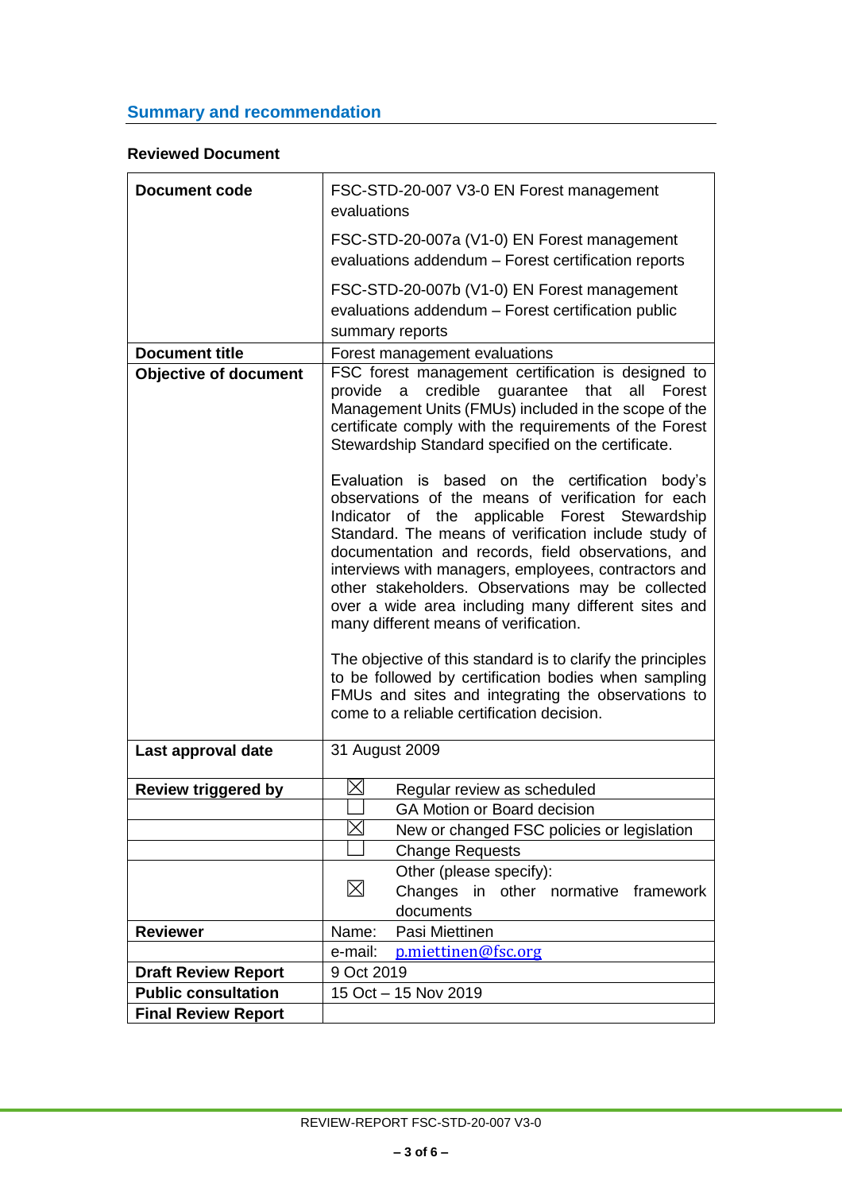## Summary and recommendation

**Reviewed Document**

| | | |
|---|---|---|
| **Document code** | FSC-STD-20-007 V3-0 EN Forest management evaluations<br><br>FSC-STD-20-007a (V1-0) EN Forest management evaluations addendum – Forest certification reports<br><br>FSC-STD-20-007b (V1-0) EN Forest management evaluations addendum – Forest certification public summary reports | |
| **Document title** | Forest management evaluations | |
| **Objective of document** | FSC forest management certification is designed to provide a credible guarantee that all Forest Management Units (FMUs) included in the scope of the certificate comply with the requirements of the Forest Stewardship Standard specified on the certificate.<br><br>Evaluation is based on the certification body's observations of the means of verification for each Indicator of the applicable Forest Stewardship Standard. The means of verification include study of documentation and records, field observations, and interviews with managers, employees, contractors and other stakeholders. Observations may be collected over a wide area including many different sites and many different means of verification.<br><br>The objective of this standard is to clarify the principles to be followed by certification bodies when sampling FMUs and sites and integrating the observations to come to a reliable certification decision. | |
| **Last approval date** | 31 August 2009 | |
| **Review triggered by** | ☒ | Regular review as scheduled |
| | ☐ | GA Motion or Board decision |
| | ☒ | New or changed FSC policies or legislation |
| | ☐ | Change Requests |
| | ☒ | Other (please specify):<br>Changes in other normative framework documents |
| **Reviewer** | Name: | Pasi Miettinen |
| | e-mail: | p.miettinen@fsc.org |
| **Draft Review Report** | 9 Oct 2019 | |
| **Public consultation** | 15 Oct – 15 Nov 2019 | |
| **Final Review Report** | | |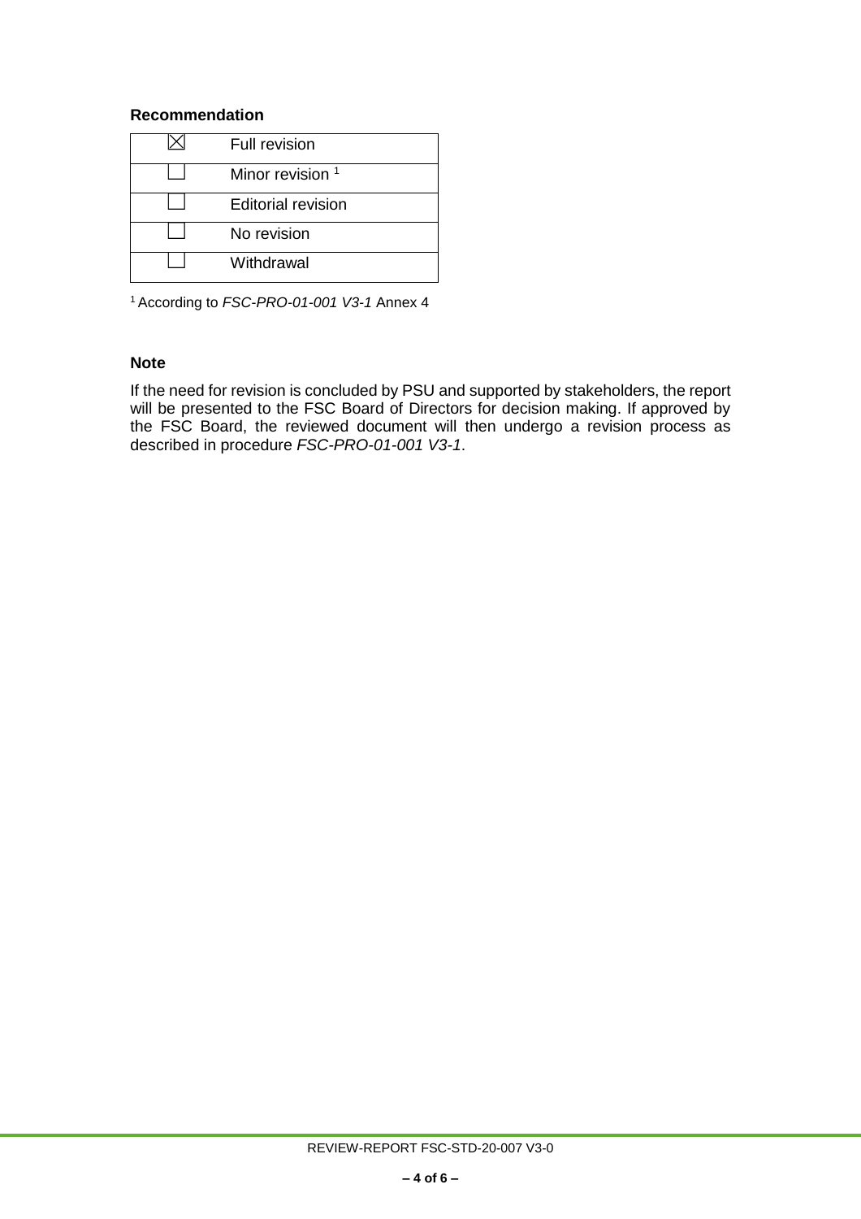**Recommendation**

| | |
|---|---|
| ☒ | Full revision |
| ☐ | Minor revision [1] |
| ☐ | Editorial revision |
| ☐ | No revision |
| ☐ | Withdrawal |

[1] According to *FSC-PRO-01-001 V3-1* Annex 4

**Note**

If the need for revision is concluded by PSU and supported by stakeholders, the report will be presented to the FSC Board of Directors for decision making. If approved by the FSC Board, the reviewed document will then undergo a revision process as described in procedure *FSC-PRO-01-001 V3-1*.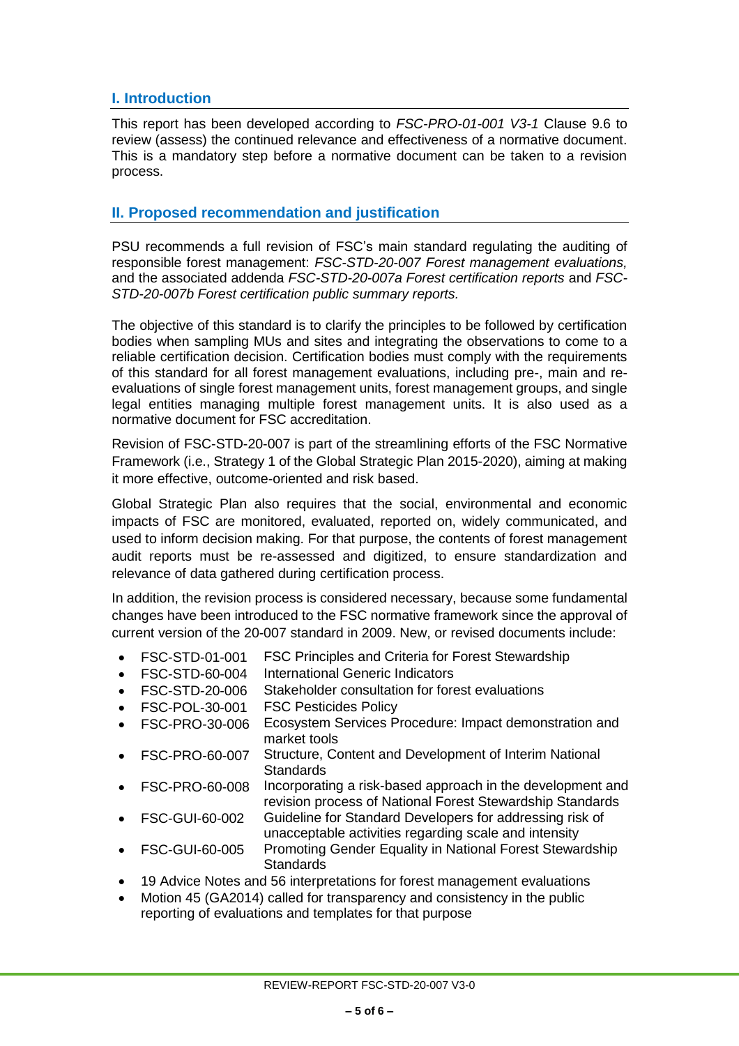## I. Introduction

This report has been developed according to *FSC-PRO-01-001 V3-1* Clause 9.6 to review (assess) the continued relevance and effectiveness of a normative document. This is a mandatory step before a normative document can be taken to a revision process.

## II. Proposed recommendation and justification

PSU recommends a full revision of FSC's main standard regulating the auditing of responsible forest management: *FSC-STD-20-007 Forest management evaluations,* and the associated addenda *FSC-STD-20-007a Forest certification reports* and *FSC-STD-20-007b Forest certification public summary reports.*

The objective of this standard is to clarify the principles to be followed by certification bodies when sampling MUs and sites and integrating the observations to come to a reliable certification decision. Certification bodies must comply with the requirements of this standard for all forest management evaluations, including pre-, main and re-evaluations of single forest management units, forest management groups, and single legal entities managing multiple forest management units. It is also used as a normative document for FSC accreditation.

Revision of FSC-STD-20-007 is part of the streamlining efforts of the FSC Normative Framework (i.e., Strategy 1 of the Global Strategic Plan 2015-2020), aiming at making it more effective, outcome-oriented and risk based.

Global Strategic Plan also requires that the social, environmental and economic impacts of FSC are monitored, evaluated, reported on, widely communicated, and used to inform decision making. For that purpose, the contents of forest management audit reports must be re-assessed and digitized, to ensure standardization and relevance of data gathered during certification process.

In addition, the revision process is considered necessary, because some fundamental changes have been introduced to the FSC normative framework since the approval of current version of the 20-007 standard in 2009. New, or revised documents include:

- FSC-STD-01-001 FSC Principles and Criteria for Forest Stewardship
- FSC-STD-60-004 International Generic Indicators
- FSC-STD-20-006 Stakeholder consultation for forest evaluations
- FSC-POL-30-001 FSC Pesticides Policy
- FSC-PRO-30-006 Ecosystem Services Procedure: Impact demonstration and market tools
- FSC-PRO-60-007 Structure, Content and Development of Interim National Standards
- FSC-PRO-60-008 Incorporating a risk-based approach in the development and revision process of National Forest Stewardship Standards
- FSC-GUI-60-002 Guideline for Standard Developers for addressing risk of unacceptable activities regarding scale and intensity
- FSC-GUI-60-005 Promoting Gender Equality in National Forest Stewardship Standards
- 19 Advice Notes and 56 interpretations for forest management evaluations
- Motion 45 (GA2014) called for transparency and consistency in the public reporting of evaluations and templates for that purpose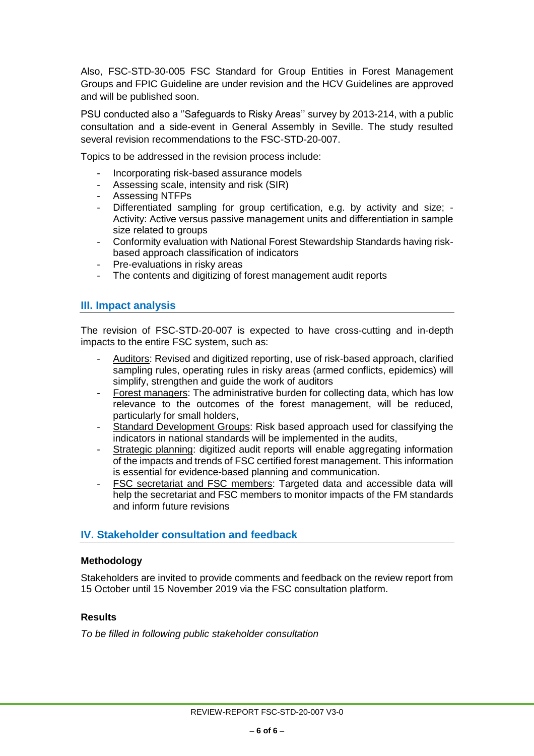Also, FSC-STD-30-005 FSC Standard for Group Entities in Forest Management Groups and FPIC Guideline are under revision and the HCV Guidelines are approved and will be published soon.

PSU conducted also a ''Safeguards to Risky Areas'' survey by 2013-214, with a public consultation and a side-event in General Assembly in Seville. The study resulted several revision recommendations to the FSC-STD-20-007.

Topics to be addressed in the revision process include:

- Incorporating risk-based assurance models
- Assessing scale, intensity and risk (SIR)
- Assessing NTFPs
- Differentiated sampling for group certification, e.g. by activity and size; - Activity: Active versus passive management units and differentiation in sample size related to groups
- Conformity evaluation with National Forest Stewardship Standards having risk-based approach classification of indicators
- Pre-evaluations in risky areas
- The contents and digitizing of forest management audit reports

## III. Impact analysis

The revision of FSC-STD-20-007 is expected to have cross-cutting and in-depth impacts to the entire FSC system, such as:

- Auditors: Revised and digitized reporting, use of risk-based approach, clarified sampling rules, operating rules in risky areas (armed conflicts, epidemics) will simplify, strengthen and guide the work of auditors
- Forest managers: The administrative burden for collecting data, which has low relevance to the outcomes of the forest management, will be reduced, particularly for small holders,
- Standard Development Groups: Risk based approach used for classifying the indicators in national standards will be implemented in the audits,
- Strategic planning: digitized audit reports will enable aggregating information of the impacts and trends of FSC certified forest management. This information is essential for evidence-based planning and communication.
- FSC secretariat and FSC members: Targeted data and accessible data will help the secretariat and FSC members to monitor impacts of the FM standards and inform future revisions

## IV. Stakeholder consultation and feedback

### Methodology

Stakeholders are invited to provide comments and feedback on the review report from 15 October until 15 November 2019 via the FSC consultation platform.

### Results

*To be filled in following public stakeholder consultation*